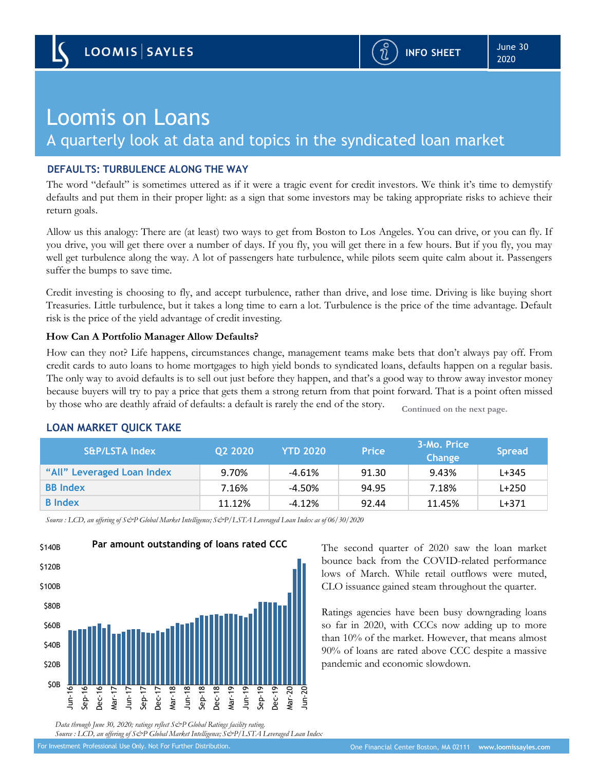# Loomis on Loans

## A quarterly look at data and topics in the syndicated loan market

### DEFAULTS: TURBULENCE ALONG THE WAY

The word "default" is sometimes uttered as if it were a tragic event for credit investors. We think it's time to demystify defaults and put them in their proper light: as a sign that some investors may be taking appropriate risks to achieve their return goals.

Allow us this analogy: There are (at least) two ways to get from Boston to Los Angeles. You can drive, or you can fly. If you drive, you will get there over a number of days. If you fly, you will get there in a few hours. But if you fly, you may well get turbulence along the way. A lot of passengers hate turbulence, while pilots seem quite calm about it. Passengers suffer the bumps to save time.

Credit investing is choosing to fly, and accept turbulence, rather than drive, and lose time. Driving is like buying short Treasuries. Little turbulence, but it takes a long time to earn a lot. Turbulence is the price of the time advantage. Default risk is the price of the yield advantage of credit investing.

**How Can A Portfolio Manager Allow Defaults?**

How can they not? Life happens, circumstances change, management teams make bets that don't always pay off. From credit cards to auto loans to home mortgages to high yield bonds to syndicated loans, defaults happen on a regular basis. The only way to avoid defaults is to sell out just before they happen, and that's a good way to throw away investor money because buyers will try to pay a price that gets them a strong return from that point forward. That is a point often missed by those who are deathly afraid of defaults: a default is rarely the end of the story.

Continued on the next page.

### LOAN MARKET QUICK TAKE

| S&P/LSTA Index | Q2 2020 | YTD 2020 | Price | 3-Mo. Price Change | Spread |
|---|---|---|---|---|---|
| "All" Leveraged Loan Index | 9.70% | -4.61% | 91.30 | 9.43% | L+345 |
| BB Index | 7.16% | -4.50% | 94.95 | 7.18% | L+250 |
| B Index | 11.12% | -4.12% | 92.44 | 11.45% | L+371 |

*Source : LCD, an offering of S&P Global Market Intelligence; S&P/LSTA Leveraged Loan Index as of 06/30/2020*

**Par amount outstanding of loans rated CCC**

$140B
$120B
$100B
$80B
$60B
$40B
$20B
$0B

Jun-16, Sep-16, Dec-16, Mar-17, Jun-17, Sep-17, Dec-17, Mar-18, Jun-18, Sep-18, Dec-18, Mar-19, Jun-19, Sep-19, Dec-19, Mar-20, Jun-20

*Data through June 30, 2020; ratings reflect S&P Global Ratings facility rating.*
*Source : LCD, an offering of S&P Global Market Intelligence; S&P/LSTA Leveraged Loan Index*

The second quarter of 2020 saw the loan market bounce back from the COVID-related performance lows of March. While retail outflows were muted, CLO issuance gained steam throughout the quarter.

Ratings agencies have been busy downgrading loans so far in 2020, with CCCs now adding up to more than 10% of the market. However, that means almost 90% of loans are rated above CCC despite a massive pandemic and economic slowdown.

For Investment Professional Use Only. Not For Further Distribution.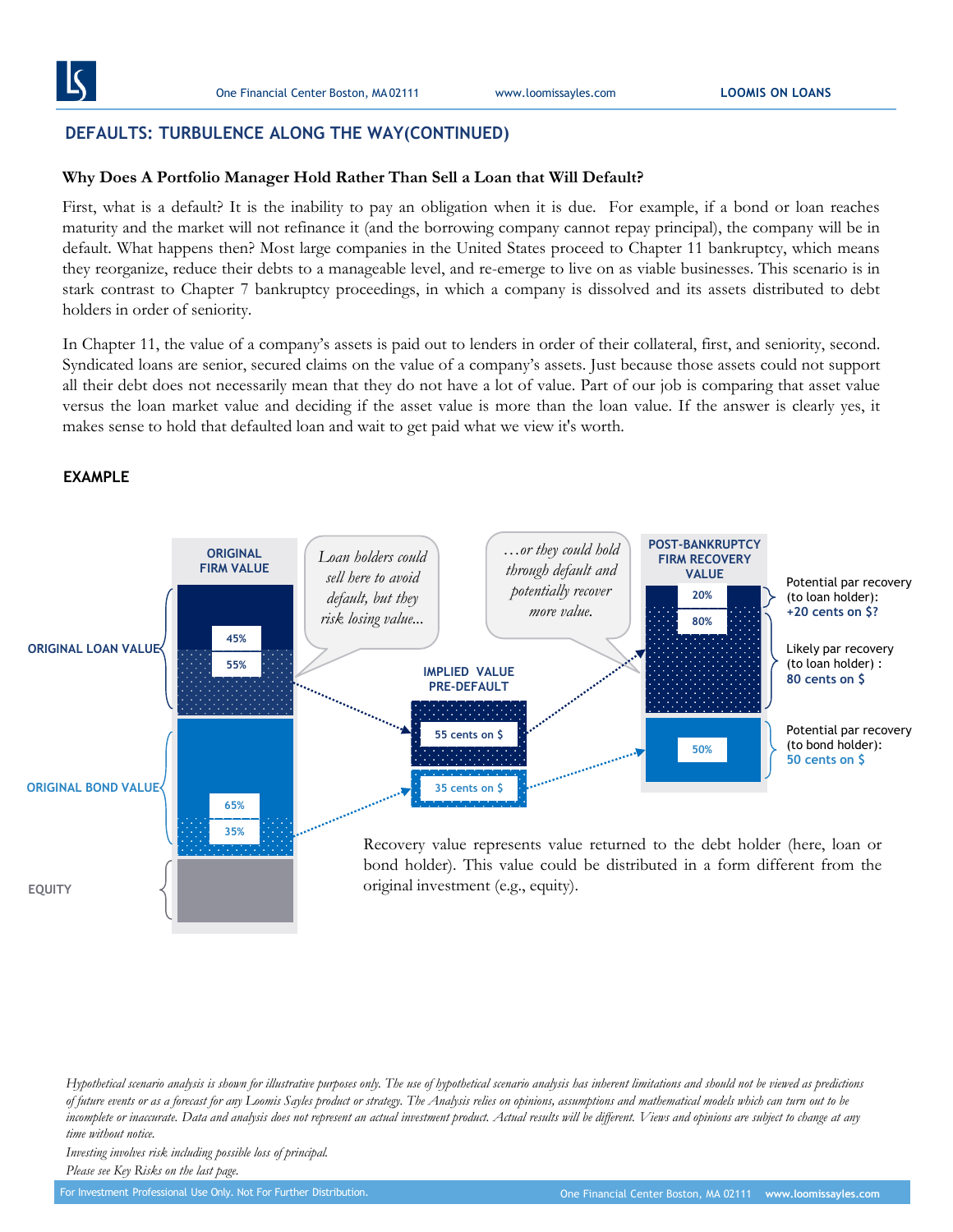## DEFAULTS: TURBULENCE ALONG THE WAY(CONTINUED)

### Why Does A Portfolio Manager Hold Rather Than Sell a Loan that Will Default?

First, what is a default? It is the inability to pay an obligation when it is due. For example, if a bond or loan reaches maturity and the market will not refinance it (and the borrowing company cannot repay principal), the company will be in default. What happens then? Most large companies in the United States proceed to Chapter 11 bankruptcy, which means they reorganize, reduce their debts to a manageable level, and re-emerge to live on as viable businesses. This scenario is in stark contrast to Chapter 7 bankruptcy proceedings, in which a company is dissolved and its assets distributed to debt holders in order of seniority.

In Chapter 11, the value of a company's assets is paid out to lenders in order of their collateral, first, and seniority, second. Syndicated loans are senior, secured claims on the value of a company's assets. Just because those assets could not support all their debt does not necessarily mean that they do not have a lot of value. Part of our job is comparing that asset value versus the loan market value and deciding if the asset value is more than the loan value. If the answer is clearly yes, it makes sense to hold that defaulted loan and wait to get paid what we view it's worth.

**EXAMPLE**

ORIGINAL FIRM VALUE

ORIGINAL LOAN VALUE

45%

55%

ORIGINAL BOND VALUE

65%

35%

EQUITY

*Loan holders could sell here to avoid default, but they risk losing value...*

IMPLIED VALUE PRE-DEFAULT

55 cents on $

35 cents on $

*...or they could hold through default and potentially recover more value.*

POST-BANKRUPTCY FIRM RECOVERY VALUE

20%

80%

50%

Potential par recovery (to loan holder): +20 cents on $?

Likely par recovery (to loan holder) : 80 cents on $

Potential par recovery (to bond holder): 50 cents on $

Recovery value represents value returned to the debt holder (here, loan or bond holder). This value could be distributed in a form different from the original investment (e.g., equity).

*Hypothetical scenario analysis is shown for illustrative purposes only. The use of hypothetical scenario analysis has inherent limitations and should not be viewed as predictions of future events or as a forecast for any Loomis Sayles product or strategy. The Analysis relies on opinions, assumptions and mathematical models which can turn out to be incomplete or inaccurate. Data and analysis does not represent an actual investment product. Actual results will be different. Views and opinions are subject to change at any time without notice.*

*Investing involves risk including possible loss of principal.*

*Please see Key Risks on the last page.*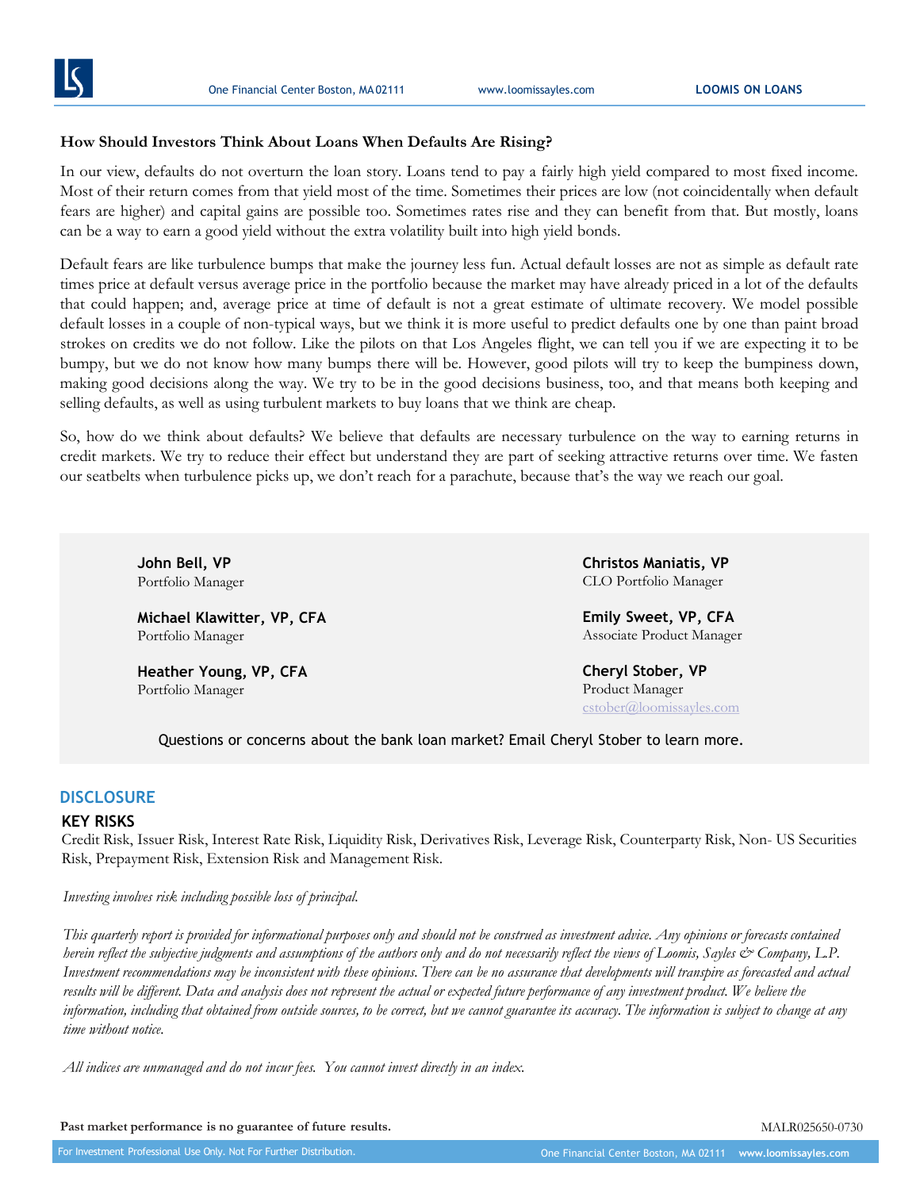### How Should Investors Think About Loans When Defaults Are Rising?

In our view, defaults do not overturn the loan story. Loans tend to pay a fairly high yield compared to most fixed income. Most of their return comes from that yield most of the time. Sometimes their prices are low (not coincidentally when default fears are higher) and capital gains are possible too. Sometimes rates rise and they can benefit from that. But mostly, loans can be a way to earn a good yield without the extra volatility built into high yield bonds.

Default fears are like turbulence bumps that make the journey less fun. Actual default losses are not as simple as default rate times price at default versus average price in the portfolio because the market may have already priced in a lot of the defaults that could happen; and, average price at time of default is not a great estimate of ultimate recovery. We model possible default losses in a couple of non-typical ways, but we think it is more useful to predict defaults one by one than paint broad strokes on credits we do not follow. Like the pilots on that Los Angeles flight, we can tell you if we are expecting it to be bumpy, but we do not know how many bumps there will be. However, good pilots will try to keep the bumpiness down, making good decisions along the way. We try to be in the good decisions business, too, and that means both keeping and selling defaults, as well as using turbulent markets to buy loans that we think are cheap.

So, how do we think about defaults? We believe that defaults are necessary turbulence on the way to earning returns in credit markets. We try to reduce their effect but understand they are part of seeking attractive returns over time. We fasten our seatbelts when turbulence picks up, we don't reach for a parachute, because that's the way we reach our goal.

**John Bell, VP**
Portfolio Manager

**Michael Klawitter, VP, CFA**
Portfolio Manager

**Heather Young, VP, CFA**
Portfolio Manager

**Christos Maniatis, VP**
CLO Portfolio Manager

**Emily Sweet, VP, CFA**
Associate Product Manager

**Cheryl Stober, VP**
Product Manager
cstober@loomissayles.com

Questions or concerns about the bank loan market? Email Cheryl Stober to learn more.

## DISCLOSURE

### KEY RISKS

Credit Risk, Issuer Risk, Interest Rate Risk, Liquidity Risk, Derivatives Risk, Leverage Risk, Counterparty Risk, Non- US Securities Risk, Prepayment Risk, Extension Risk and Management Risk.

*Investing involves risk including possible loss of principal.*

*This quarterly report is provided for informational purposes only and should not be construed as investment advice. Any opinions or forecasts contained herein reflect the subjective judgments and assumptions of the authors only and do not necessarily reflect the views of Loomis, Sayles & Company, L.P. Investment recommendations may be inconsistent with these opinions. There can be no assurance that developments will transpire as forecasted and actual results will be different. Data and analysis does not represent the actual or expected future performance of any investment product. We believe the information, including that obtained from outside sources, to be correct, but we cannot guarantee its accuracy. The information is subject to change at any time without notice.*

*All indices are unmanaged and do not incur fees. You cannot invest directly in an index.*

**Past market performance is no guarantee of future results.**

MALR025650-0730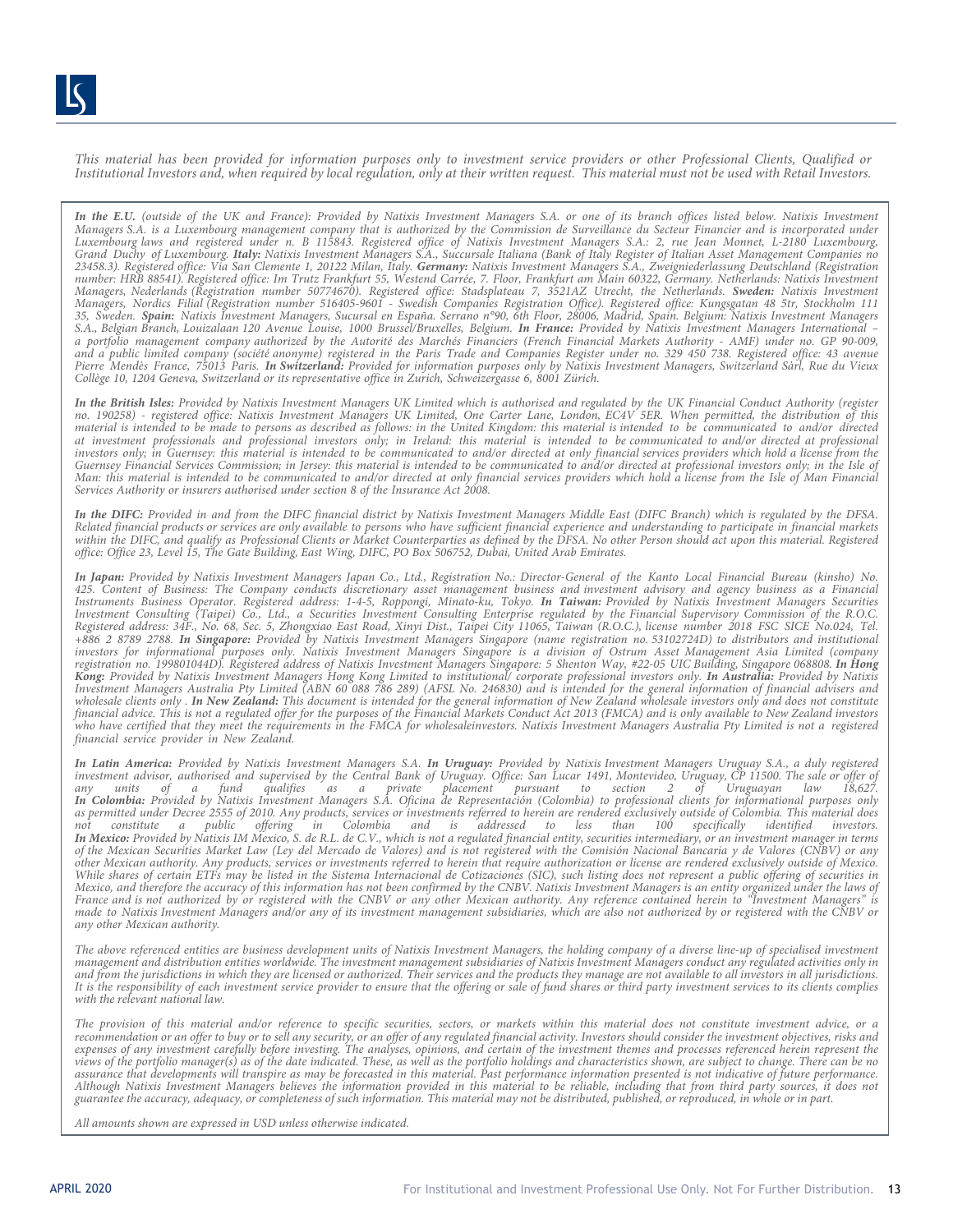*This material has been provided for information purposes only to investment service providers or other Professional Clients, Qualified or Institutional Investors and, when required by local regulation, only at their written request. This material must not be used with Retail Investors.*

***In the E.U.*** *(outside of the UK and France): Provided by Natixis Investment Managers S.A. or one of its branch offices listed below. Natixis Investment Managers S.A. is a Luxembourg management company that is authorized by the Commission de Surveillance du Secteur Financier and is incorporated under Luxembourg laws and registered under n. B 115843. Registered office of Natixis Investment Managers S.A.: 2, rue Jean Monnet, L-2180 Luxembourg, Grand Duchy of Luxembourg.* ***Italy:*** *Natixis Investment Managers S.A., Succursale Italiana (Bank of Italy Register of Italian Asset Management Companies no 23458.3). Registered office: Via San Clemente 1, 20122 Milan, Italy.* ***Germany:*** *Natixis Investment Managers S.A., Zweigniederlassung Deutschland (Registration number: HRB 88541). Registered office: Im Trutz Frankfurt 55, Westend Carrée, 7. Floor, Frankfurt am Main 60322, Germany. Netherlands: Natixis Investment Managers, Nederlands (Registration number 50774670). Registered office: Stadsplateau 7, 3521AZ Utrecht, the Netherlands.* ***Sweden:*** *Natixis Investment Managers, Nordics Filial (Registration number 516405-9601 - Swedish Companies Registration Office). Registered office: Kungsgatan 48 5tr, Stockholm 111 35, Sweden.* ***Spain:*** *Natixis Investment Managers, Sucursal en España. Serrano n°90, 6th Floor, 28006, Madrid, Spain. Belgium: Natixis Investment Managers S.A., Belgian Branch, Louizalaan 120 Avenue Louise, 1000 Brussel/Bruxelles, Belgium.* ***In France:*** *Provided by Natixis Investment Managers International – a portfolio management company authorized by the Autorité des Marchés Financiers (French Financial Markets Authority - AMF) under no. GP 90-009, and a public limited company (société anonyme) registered in the Paris Trade and Companies Register under no. 329 450 738. Registered office: 43 avenue Pierre Mendès France, 75013 Paris.* ***In Switzerland:*** *Provided for information purposes only by Natixis Investment Managers, Switzerland Sàrl, Rue du Vieux Collège 10, 1204 Geneva, Switzerland or its representative office in Zurich, Schweizergasse 6, 8001 Zürich.*

***In the British Isles:*** *Provided by Natixis Investment Managers UK Limited which is authorised and regulated by the UK Financial Conduct Authority (register no. 190258) - registered office: Natixis Investment Managers UK Limited, One Carter Lane, London, EC4V 5ER. When permitted, the distribution of this material is intended to be made to persons as described as follows: in the United Kingdom: this material is intended to be communicated to and/or directed at investment professionals and professional investors only; in Ireland: this material is intended to be communicated to and/or directed at professional investors only; in Guernsey: this material is intended to be communicated to and/or directed at only financial services providers which hold a license from the Guernsey Financial Services Commission; in Jersey: this material is intended to be communicated to and/or directed at professional investors only; in the Isle of Man: this material is intended to be communicated to and/or directed at only financial services providers which hold a license from the Isle of Man Financial Services Authority or insurers authorised under section 8 of the Insurance Act 2008.*

***In the DIFC:*** *Provided in and from the DIFC financial district by Natixis Investment Managers Middle East (DIFC Branch) which is regulated by the DFSA. Related financial products or services are only available to persons who have sufficient financial experience and understanding to participate in financial markets within the DIFC, and qualify as Professional Clients or Market Counterparties as defined by the DFSA. No other Person should act upon this material. Registered office: Office 23, Level 15, The Gate Building, East Wing, DIFC, PO Box 506752, Dubai, United Arab Emirates.*

***In Japan:*** *Provided by Natixis Investment Managers Japan Co., Ltd., Registration No.: Director-General of the Kanto Local Financial Bureau (kinsho) No. 425. Content of Business: The Company conducts discretionary asset management business and investment advisory and agency business as a Financial Instruments Business Operator. Registered address: 1-4-5, Roppongi, Minato-ku, Tokyo.* ***In Taiwan:*** *Provided by Natixis Investment Managers Securities Investment Consulting (Taipei) Co., Ltd., a Securities Investment Consulting Enterprise regulated by the Financial Supervisory Commission of the R.O.C. Registered address: 34F., No. 68, Sec. 5, Zhongxiao East Road, Xinyi Dist., Taipei City 11065, Taiwan (R.O.C.), license number 2018 FSC SICE No.024, Tel. +886 2 8789 2788.* ***In Singapore:*** *Provided by Natixis Investment Managers Singapore (name registration no. 53102724D) to distributors and institutional investors for informational purposes only. Natixis Investment Managers Singapore is a division of Ostrum Asset Management Asia Limited (company registration no. 199801044D). Registered address of Natixis Investment Managers Singapore: 5 Shenton Way, #22-05 UIC Building, Singapore 068808.* ***In Hong Kong:*** *Provided by Natixis Investment Managers Hong Kong Limited to institutional/ corporate professional investors only.* ***In Australia:*** *Provided by Natixis Investment Managers Australia Pty Limited (ABN 60 088 786 289) (AFSL No. 246830) and is intended for the general information of financial advisers and wholesale clients only .* ***In New Zealand:*** *This document is intended for the general information of New Zealand wholesale investors only and does not constitute financial advice. This is not a regulated offer for the purposes of the Financial Markets Conduct Act 2013 (FMCA) and is only available to New Zealand investors who have certified that they meet the requirements in the FMCA for wholesaleinvestors. Natixis Investment Managers Australia Pty Limited is not a registered financial service provider in New Zealand.*

***In Latin America:*** *Provided by Natixis Investment Managers S.A.* ***In Uruguay:*** *Provided by Natixis Investment Managers Uruguay S.A., a duly registered investment advisor, authorised and supervised by the Central Bank of Uruguay. Office: San Lucar 1491, Montevideo, Uruguay, CP 11500. The sale or offer of any units of a fund qualifies as a private placement pursuant to section 2 of Uruguayan law 18,627.* ***In Colombia:*** *Provided by Natixis Investment Managers S.A. Oficina de Representación (Colombia) to professional clients for informational purposes only as permitted under Decree 2555 of 2010. Any products, services or investments referred to herein are rendered exclusively outside of Colombia. This material does not constitute a public offering in Colombia and is addressed to less than 100 specifically identified investors.* ***In Mexico:*** *Provided by Natixis IM Mexico, S. de R.L. de C.V., which is not a regulated financial entity, securities intermediary, or an investment manager in terms of the Mexican Securities Market Law (Ley del Mercado de Valores) and is not registered with the Comisión Nacional Bancaria y de Valores (CNBV) or any other Mexican authority. Any products, services or investments referred to herein that require authorization or license are rendered exclusively outside of Mexico. While shares of certain ETFs may be listed in the Sistema Internacional de Cotizaciones (SIC), such listing does not represent a public offering of securities in Mexico, and therefore the accuracy of this information has not been confirmed by the CNBV. Natixis Investment Managers is an entity organized under the laws of France and is not authorized by or registered with the CNBV or any other Mexican authority. Any reference contained herein to "Investment Managers" is made to Natixis Investment Managers and/or any of its investment management subsidiaries, which are also not authorized by or registered with the CNBV or any other Mexican authority.*

*The above referenced entities are business development units of Natixis Investment Managers, the holding company of a diverse line-up of specialised investment management and distribution entities worldwide. The investment management subsidiaries of Natixis Investment Managers conduct any regulated activities only in and from the jurisdictions in which they are licensed or authorized. Their services and the products they manage are not available to all investors in all jurisdictions. It is the responsibility of each investment service provider to ensure that the offering or sale of fund shares or third party investment services to its clients complies with the relevant national law.*

*The provision of this material and/or reference to specific securities, sectors, or markets within this material does not constitute investment advice, or a recommendation or an offer to buy or to sell any security, or an offer of any regulated financial activity. Investors should consider the investment objectives, risks and expenses of any investment carefully before investing. The analyses, opinions, and certain of the investment themes and processes referenced herein represent the views of the portfolio manager(s) as of the date indicated. These, as well as the portfolio holdings and characteristics shown, are subject to change. There can be no assurance that developments will transpire as may be forecasted in this material. Past performance information presented is not indicative of future performance. Although Natixis Investment Managers believes the information provided in this material to be reliable, including that from third party sources, it does not guarantee the accuracy, adequacy, or completeness of such information. This material may not be distributed, published, or reproduced, in whole or in part.*

*All amounts shown are expressed in USD unless otherwise indicated.*